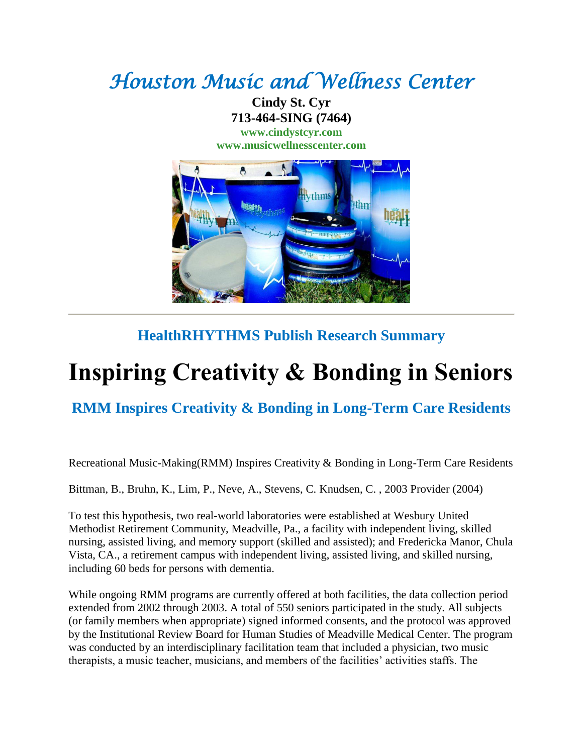# Houston Music and Wellness Center

**Cindy St. Cyr**
**713-464-SING (7464)**
**www.cindystcyr.com**
**www.musicwellnesscenter.com**

---

## HealthRHYTHMS Publish Research Summary

# Inspiring Creativity & Bonding in Seniors

## RMM Inspires Creativity & Bonding in Long-Term Care Residents

Recreational Music-Making(RMM) Inspires Creativity & Bonding in Long-Term Care Residents

Bittman, B., Bruhn, K., Lim, P., Neve, A., Stevens, C. Knudsen, C. , 2003 Provider (2004)

To test this hypothesis, two real-world laboratories were established at Wesbury United Methodist Retirement Community, Meadville, Pa., a facility with independent living, skilled nursing, assisted living, and memory support (skilled and assisted); and Fredericka Manor, Chula Vista, CA., a retirement campus with independent living, assisted living, and skilled nursing, including 60 beds for persons with dementia.

While ongoing RMM programs are currently offered at both facilities, the data collection period extended from 2002 through 2003. A total of 550 seniors participated in the study. All subjects (or family members when appropriate) signed informed consents, and the protocol was approved by the Institutional Review Board for Human Studies of Meadville Medical Center. The program was conducted by an interdisciplinary facilitation team that included a physician, two music therapists, a music teacher, musicians, and members of the facilities' activities staffs. The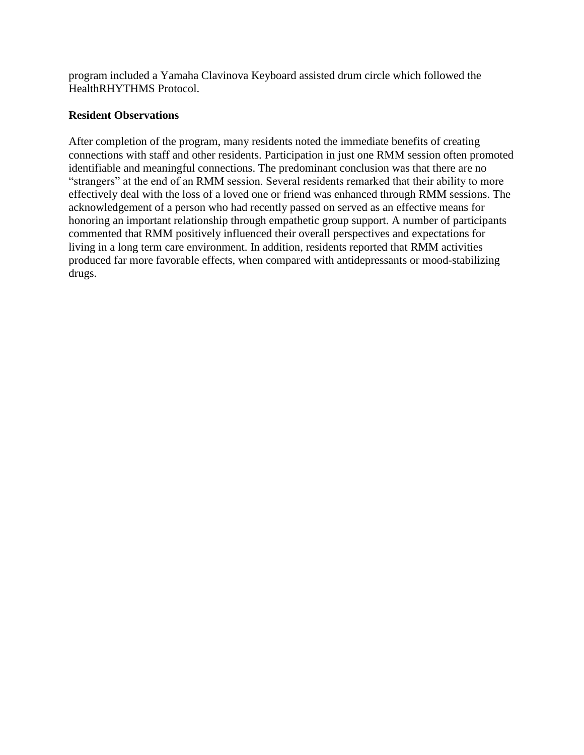program included a Yamaha Clavinova Keyboard assisted drum circle which followed the HealthRHYTHMS Protocol.

**Resident Observations**

After completion of the program, many residents noted the immediate benefits of creating connections with staff and other residents. Participation in just one RMM session often promoted identifiable and meaningful connections. The predominant conclusion was that there are no "strangers" at the end of an RMM session. Several residents remarked that their ability to more effectively deal with the loss of a loved one or friend was enhanced through RMM sessions. The acknowledgement of a person who had recently passed on served as an effective means for honoring an important relationship through empathetic group support. A number of participants commented that RMM positively influenced their overall perspectives and expectations for living in a long term care environment. In addition, residents reported that RMM activities produced far more favorable effects, when compared with antidepressants or mood-stabilizing drugs.